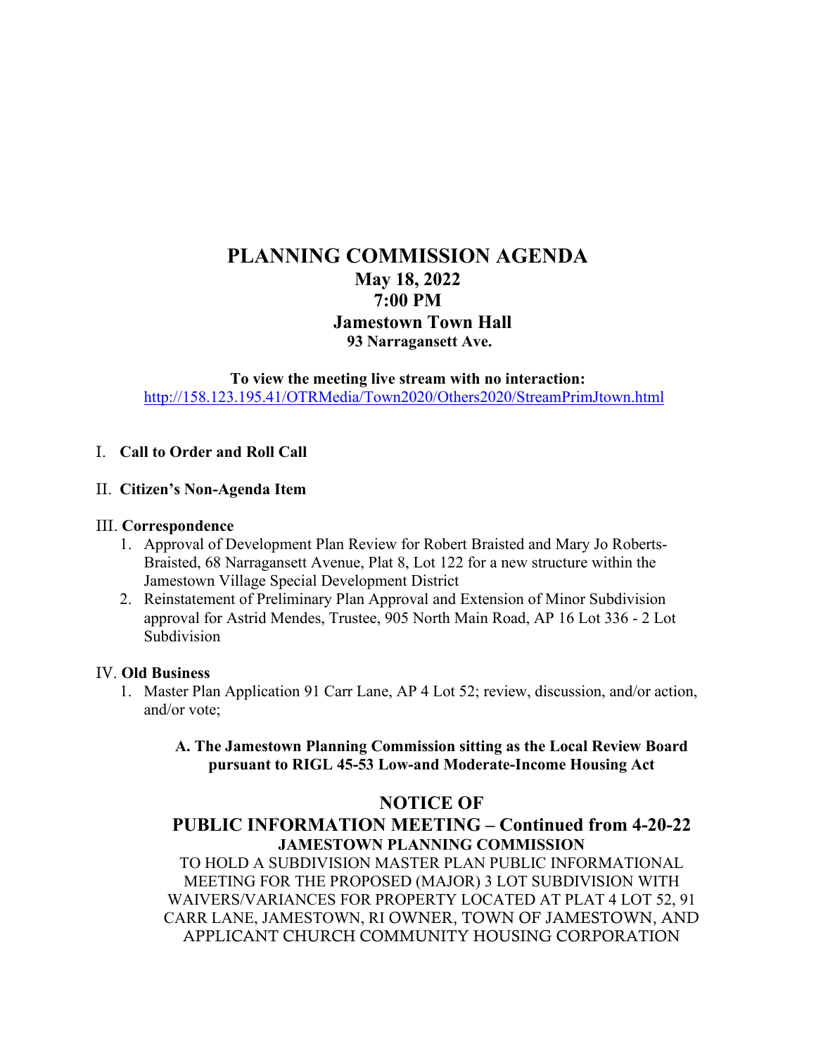# PLANNING COMMISSION AGENDA

**May 18, 2022**

**7:00 PM**

**Jamestown Town Hall**

**93 Narragansett Ave.**

**To view the meeting live stream with no interaction:**

http://158.123.195.41/OTRMedia/Town2020/Others2020/StreamPrimJtown.html

I. **Call to Order and Roll Call**

II. **Citizen's Non-Agenda Item**

III. **Correspondence**

1. Approval of Development Plan Review for Robert Braisted and Mary Jo Roberts-Braisted, 68 Narragansett Avenue, Plat 8, Lot 122 for a new structure within the Jamestown Village Special Development District
2. Reinstatement of Preliminary Plan Approval and Extension of Minor Subdivision approval for Astrid Mendes, Trustee, 905 North Main Road, AP 16 Lot 336 - 2 Lot Subdivision

IV. **Old Business**

1. Master Plan Application 91 Carr Lane, AP 4 Lot 52; review, discussion, and/or action, and/or vote;

**A. The Jamestown Planning Commission sitting as the Local Review Board pursuant to RIGL 45-53 Low-and Moderate-Income Housing Act**

## NOTICE OF
## PUBLIC INFORMATION MEETING – Continued from 4-20-22

**JAMESTOWN PLANNING COMMISSION**

TO HOLD A SUBDIVISION MASTER PLAN PUBLIC INFORMATIONAL MEETING FOR THE PROPOSED (MAJOR) 3 LOT SUBDIVISION WITH WAIVERS/VARIANCES FOR PROPERTY LOCATED AT PLAT 4 LOT 52, 91 CARR LANE, JAMESTOWN, RI OWNER, TOWN OF JAMESTOWN, AND APPLICANT CHURCH COMMUNITY HOUSING CORPORATION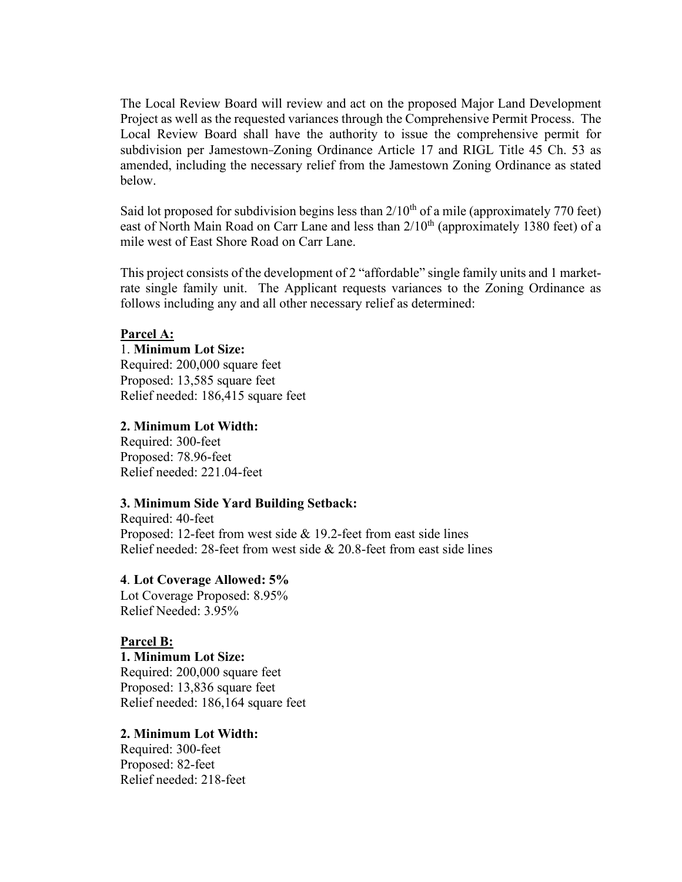The Local Review Board will review and act on the proposed Major Land Development Project as well as the requested variances through the Comprehensive Permit Process. The Local Review Board shall have the authority to issue the comprehensive permit for subdivision per Jamestown Zoning Ordinance Article 17 and RIGL Title 45 Ch. 53 as amended, including the necessary relief from the Jamestown Zoning Ordinance as stated below.

Said lot proposed for subdivision begins less than 2/10th of a mile (approximately 770 feet) east of North Main Road on Carr Lane and less than 2/10th (approximately 1380 feet) of a mile west of East Shore Road on Carr Lane.

This project consists of the development of 2 "affordable" single family units and 1 market-rate single family unit. The Applicant requests variances to the Zoning Ordinance as follows including any and all other necessary relief as determined:

**Parcel A:**

1. **Minimum Lot Size:**
Required: 200,000 square feet
Proposed: 13,585 square feet
Relief needed: 186,415 square feet

**2. Minimum Lot Width:**
Required: 300-feet
Proposed: 78.96-feet
Relief needed: 221.04-feet

**3. Minimum Side Yard Building Setback:**
Required: 40-feet
Proposed: 12-feet from west side & 19.2-feet from east side lines
Relief needed: 28-feet from west side & 20.8-feet from east side lines

**4**. **Lot Coverage Allowed: 5%**
Lot Coverage Proposed: 8.95%
Relief Needed: 3.95%

**Parcel B:**

**1. Minimum Lot Size:**
Required: 200,000 square feet
Proposed: 13,836 square feet
Relief needed: 186,164 square feet

**2. Minimum Lot Width:**
Required: 300-feet
Proposed: 82-feet
Relief needed: 218-feet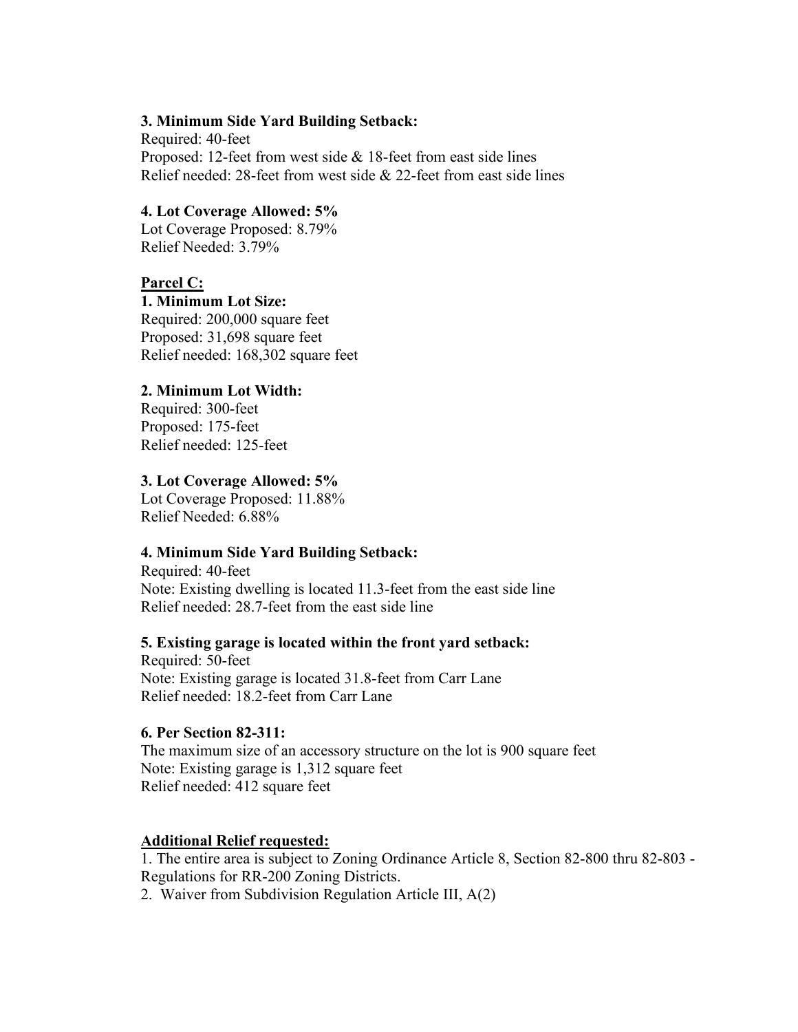**3. Minimum Side Yard Building Setback:**
Required: 40-feet
Proposed: 12-feet from west side & 18-feet from east side lines
Relief needed: 28-feet from west side & 22-feet from east side lines

**4. Lot Coverage Allowed: 5%**
Lot Coverage Proposed: 8.79%
Relief Needed: 3.79%

**<u>Parcel C:</u>**

**1. Minimum Lot Size:**
Required: 200,000 square feet
Proposed: 31,698 square feet
Relief needed: 168,302 square feet

**2. Minimum Lot Width:**
Required: 300-feet
Proposed: 175-feet
Relief needed: 125-feet

**3. Lot Coverage Allowed: 5%**
Lot Coverage Proposed: 11.88%
Relief Needed: 6.88%

**4. Minimum Side Yard Building Setback:**
Required: 40-feet
Note: Existing dwelling is located 11.3-feet from the east side line
Relief needed: 28.7-feet from the east side line

**5. Existing garage is located within the front yard setback:**
Required: 50-feet
Note: Existing garage is located 31.8-feet from Carr Lane
Relief needed: 18.2-feet from Carr Lane

**6. Per Section 82-311:**
The maximum size of an accessory structure on the lot is 900 square feet
Note: Existing garage is 1,312 square feet
Relief needed: 412 square feet

**<u>Additional Relief requested:</u>**

1. The entire area is subject to Zoning Ordinance Article 8, Section 82-800 thru 82-803 - Regulations for RR-200 Zoning Districts.
2. Waiver from Subdivision Regulation Article III, A(2)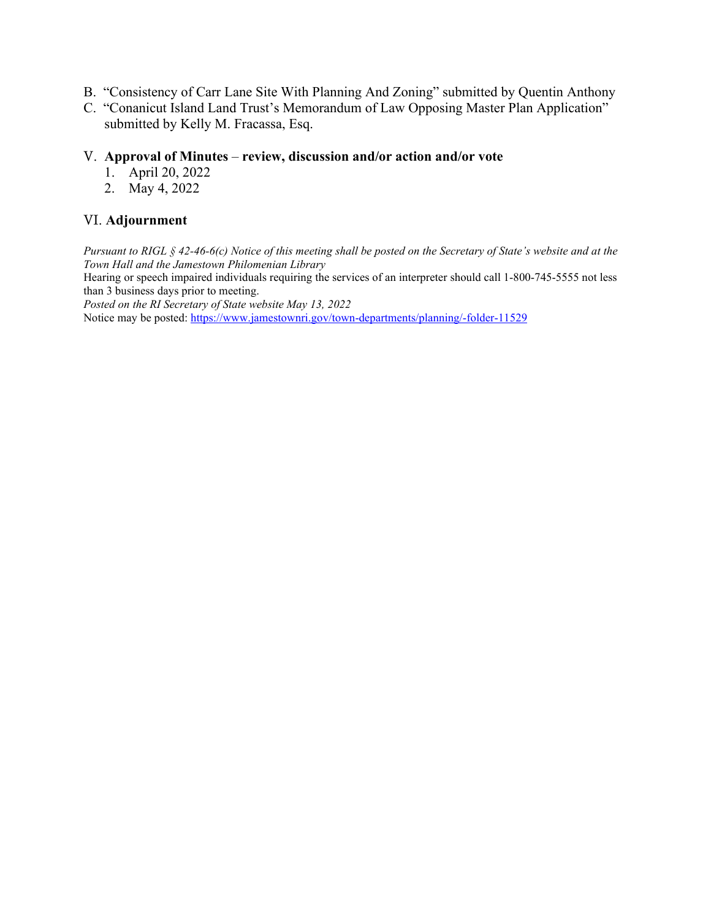B. "Consistency of Carr Lane Site With Planning And Zoning" submitted by Quentin Anthony
C. "Conanicut Island Land Trust's Memorandum of Law Opposing Master Plan Application" submitted by Kelly M. Fracassa, Esq.

V. **Approval of Minutes** – **review, discussion and/or action and/or vote**

1. April 20, 2022
2. May 4, 2022

VI. **Adjournment**

*Pursuant to RIGL § 42-46-6(c) Notice of this meeting shall be posted on the Secretary of State's website and at the Town Hall and the Jamestown Philomenian Library*

Hearing or speech impaired individuals requiring the services of an interpreter should call 1-800-745-5555 not less than 3 business days prior to meeting.

*Posted on the RI Secretary of State website May 13, 2022*

Notice may be posted: https://www.jamestownri.gov/town-departments/planning/-folder-11529